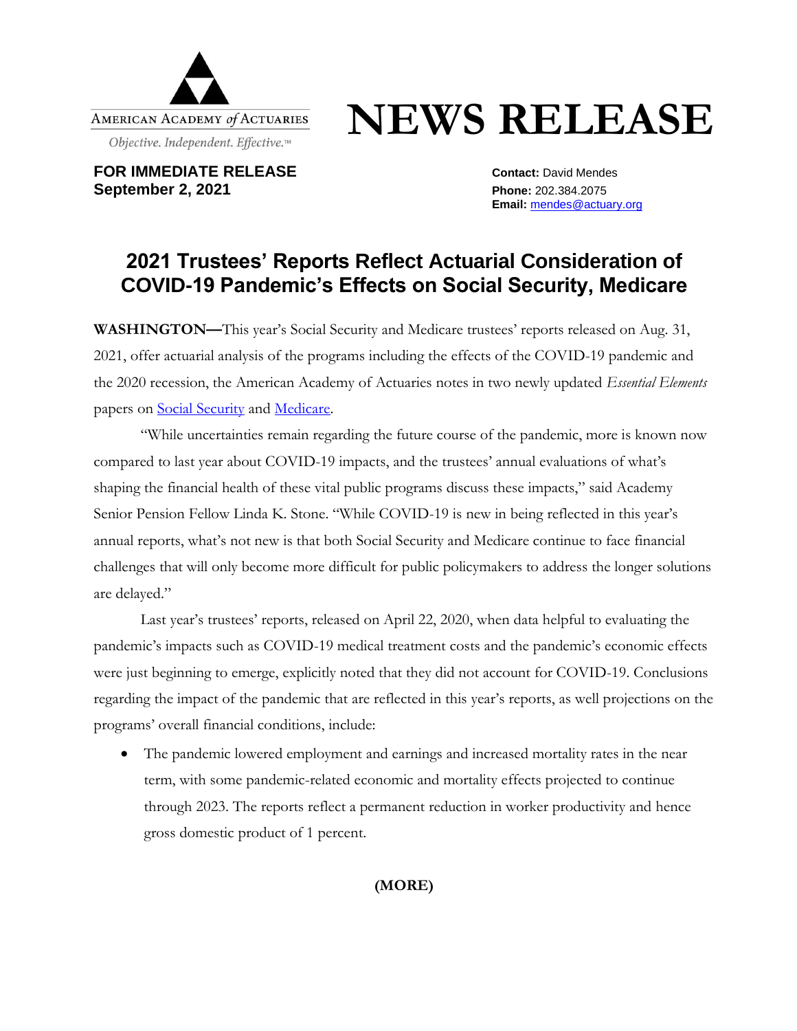AMERICAN ACADEMY *of* ACTUARIES

*Objective. Independent. Effective.*™

# NEWS RELEASE

**FOR IMMEDIATE RELEASE**
**September 2, 2021**

**Contact:** David Mendes
**Phone:** 202.384.2075
**Email:** [mendes@actuary.org](mailto:mendes@actuary.org)

## 2021 Trustees' Reports Reflect Actuarial Consideration of COVID-19 Pandemic's Effects on Social Security, Medicare

**WASHINGTON—**This year's Social Security and Medicare trustees' reports released on Aug. 31, 2021, offer actuarial analysis of the programs including the effects of the COVID-19 pandemic and the 2020 recession, the American Academy of Actuaries notes in two newly updated *Essential Elements* papers on [Social Security]() and [Medicare]().

"While uncertainties remain regarding the future course of the pandemic, more is known now compared to last year about COVID-19 impacts, and the trustees' annual evaluations of what's shaping the financial health of these vital public programs discuss these impacts," said Academy Senior Pension Fellow Linda K. Stone. "While COVID-19 is new in being reflected in this year's annual reports, what's not new is that both Social Security and Medicare continue to face financial challenges that will only become more difficult for public policymakers to address the longer solutions are delayed."

Last year's trustees' reports, released on April 22, 2020, when data helpful to evaluating the pandemic's impacts such as COVID-19 medical treatment costs and the pandemic's economic effects were just beginning to emerge, explicitly noted that they did not account for COVID-19. Conclusions regarding the impact of the pandemic that are reflected in this year's reports, as well projections on the programs' overall financial conditions, include:

- The pandemic lowered employment and earnings and increased mortality rates in the near term, with some pandemic-related economic and mortality effects projected to continue through 2023. The reports reflect a permanent reduction in worker productivity and hence gross domestic product of 1 percent.

**(MORE)**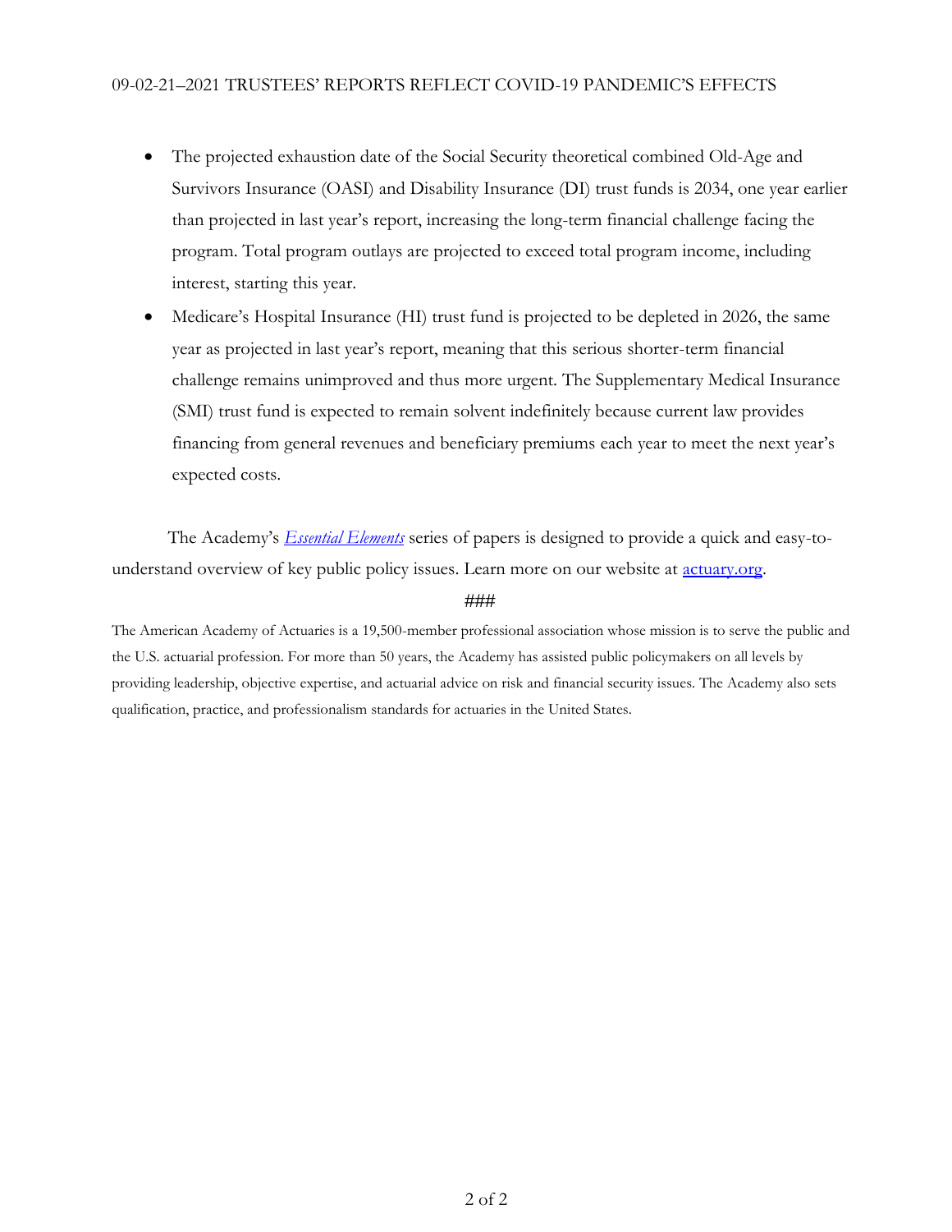- The projected exhaustion date of the Social Security theoretical combined Old-Age and Survivors Insurance (OASI) and Disability Insurance (DI) trust funds is 2034, one year earlier than projected in last year's report, increasing the long-term financial challenge facing the program. Total program outlays are projected to exceed total program income, including interest, starting this year.
- Medicare's Hospital Insurance (HI) trust fund is projected to be depleted in 2026, the same year as projected in last year's report, meaning that this serious shorter-term financial challenge remains unimproved and thus more urgent. The Supplementary Medical Insurance (SMI) trust fund is expected to remain solvent indefinitely because current law provides financing from general revenues and beneficiary premiums each year to meet the next year's expected costs.

The Academy's *Essential Elements* series of papers is designed to provide a quick and easy-to-understand overview of key public policy issues. Learn more on our website at actuary.org.

###

The American Academy of Actuaries is a 19,500-member professional association whose mission is to serve the public and the U.S. actuarial profession. For more than 50 years, the Academy has assisted public policymakers on all levels by providing leadership, objective expertise, and actuarial advice on risk and financial security issues. The Academy also sets qualification, practice, and professionalism standards for actuaries in the United States.